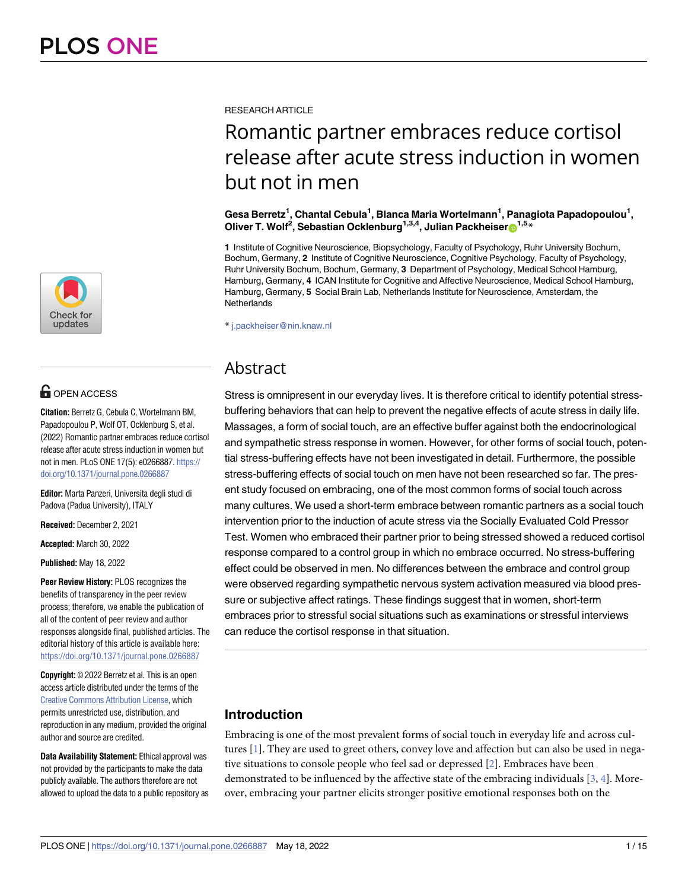RESEARCH ARTICLE

# Romantic partner embraces reduce cortisol release after acute stress induction in women but not in men

**Gesa Berretz[1], Chantal Cebula[1], Blanca Maria Wortelmann[1], Panagiota Papadopoulou[1], Oliver T. Wolf[2], Sebastian Ocklenburg[1,3,4], Julian Packheiser[1,5]***

**1** Institute of Cognitive Neuroscience, Biopsychology, Faculty of Psychology, Ruhr University Bochum, Bochum, Germany, **2** Institute of Cognitive Neuroscience, Cognitive Psychology, Faculty of Psychology, Ruhr University Bochum, Bochum, Germany, **3** Department of Psychology, Medical School Hamburg, Hamburg, Germany, **4** ICAN Institute for Cognitive and Affective Neuroscience, Medical School Hamburg, Hamburg, Germany, **5** Social Brain Lab, Netherlands Institute for Neuroscience, Amsterdam, the Netherlands

* j.packheiser@nin.knaw.nl

OPEN ACCESS

**Citation:** Berretz G, Cebula C, Wortelmann BM, Papadopoulou P, Wolf OT, Ocklenburg S, et al. (2022) Romantic partner embraces reduce cortisol release after acute stress induction in women but not in men. PLoS ONE 17(5): e0266887. https://doi.org/10.1371/journal.pone.0266887

**Editor:** Marta Panzeri, Universita degli studi di Padova (Padua University), ITALY

**Received:** December 2, 2021

**Accepted:** March 30, 2022

**Published:** May 18, 2022

**Peer Review History:** PLOS recognizes the benefits of transparency in the peer review process; therefore, we enable the publication of all of the content of peer review and author responses alongside final, published articles. The editorial history of this article is available here: https://doi.org/10.1371/journal.pone.0266887

**Copyright:** © 2022 Berretz et al. This is an open access article distributed under the terms of the Creative Commons Attribution License, which permits unrestricted use, distribution, and reproduction in any medium, provided the original author and source are credited.

**Data Availability Statement:** Ethical approval was not provided by the participants to make the data publicly available. The authors therefore are not allowed to upload the data to a public repository as

## Abstract

Stress is omnipresent in our everyday lives. It is therefore critical to identify potential stress-buffering behaviors that can help to prevent the negative effects of acute stress in daily life. Massages, a form of social touch, are an effective buffer against both the endocrinological and sympathetic stress response in women. However, for other forms of social touch, potential stress-buffering effects have not been investigated in detail. Furthermore, the possible stress-buffering effects of social touch on men have not been researched so far. The present study focused on embracing, one of the most common forms of social touch across many cultures. We used a short-term embrace between romantic partners as a social touch intervention prior to the induction of acute stress via the Socially Evaluated Cold Pressor Test. Women who embraced their partner prior to being stressed showed a reduced cortisol response compared to a control group in which no embrace occurred. No stress-buffering effect could be observed in men. No differences between the embrace and control group were observed regarding sympathetic nervous system activation measured via blood pressure or subjective affect ratings. These findings suggest that in women, short-term embraces prior to stressful social situations such as examinations or stressful interviews can reduce the cortisol response in that situation.

## Introduction

Embracing is one of the most prevalent forms of social touch in everyday life and across cultures [1]. They are used to greet others, convey love and affection but can also be used in negative situations to console people who feel sad or depressed [2]. Embraces have been demonstrated to be influenced by the affective state of the embracing individuals [3, 4]. Moreover, embracing your partner elicits stronger positive emotional responses both on the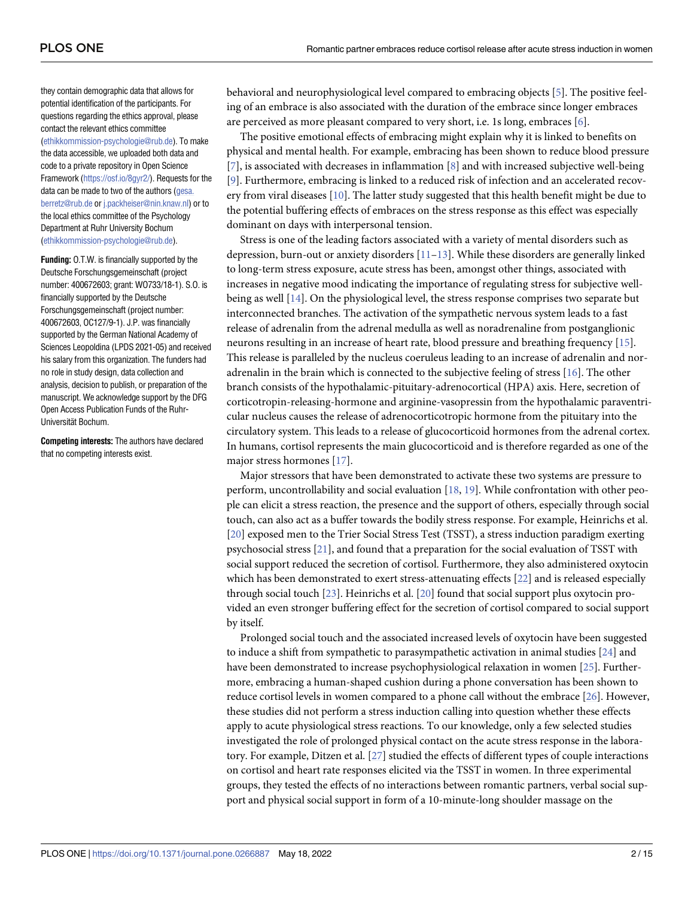they contain demographic data that allows for potential identification of the participants. For questions regarding the ethics approval, please contact the relevant ethics committee (ethikkommission-psychologie@rub.de). To make the data accessible, we uploaded both data and code to a private repository in Open Science Framework (https://osf.io/8gyr2/). Requests for the data can be made to two of the authors (gesa.berretz@rub.de or j.packheiser@nin.knaw.nl) or to the local ethics committee of the Psychology Department at Ruhr University Bochum (ethikkommission-psychologie@rub.de).

**Funding:** O.T.W. is financially supported by the Deutsche Forschungsgemeinschaft (project number: 400672603; grant: WO733/18-1). S.O. is financially supported by the Deutsche Forschungsgemeinschaft (project number: 400672603, OC127/9-1). J.P. was financially supported by the German National Academy of Sciences Leopoldina (LPDS 2021-05) and received his salary from this organization. The funders had no role in study design, data collection and analysis, decision to publish, or preparation of the manuscript. We acknowledge support by the DFG Open Access Publication Funds of the Ruhr-Universität Bochum.

**Competing interests:** The authors have declared that no competing interests exist.

behavioral and neurophysiological level compared to embracing objects [5]. The positive feeling of an embrace is also associated with the duration of the embrace since longer embraces are perceived as more pleasant compared to very short, i.e. 1s long, embraces [6].

The positive emotional effects of embracing might explain why it is linked to benefits on physical and mental health. For example, embracing has been shown to reduce blood pressure [7], is associated with decreases in inflammation [8] and with increased subjective well-being [9]. Furthermore, embracing is linked to a reduced risk of infection and an accelerated recovery from viral diseases [10]. The latter study suggested that this health benefit might be due to the potential buffering effects of embraces on the stress response as this effect was especially dominant on days with interpersonal tension.

Stress is one of the leading factors associated with a variety of mental disorders such as depression, burn-out or anxiety disorders [11–13]. While these disorders are generally linked to long-term stress exposure, acute stress has been, amongst other things, associated with increases in negative mood indicating the importance of regulating stress for subjective well-being as well [14]. On the physiological level, the stress response comprises two separate but interconnected branches. The activation of the sympathetic nervous system leads to a fast release of adrenalin from the adrenal medulla as well as noradrenaline from postganglionic neurons resulting in an increase of heart rate, blood pressure and breathing frequency [15]. This release is paralleled by the nucleus coeruleus leading to an increase of adrenalin and noradrenalin in the brain which is connected to the subjective feeling of stress [16]. The other branch consists of the hypothalamic-pituitary-adrenocortical (HPA) axis. Here, secretion of corticotropin-releasing-hormone and arginine-vasopressin from the hypothalamic paraventricular nucleus causes the release of adrenocorticotropic hormone from the pituitary into the circulatory system. This leads to a release of glucocorticoid hormones from the adrenal cortex. In humans, cortisol represents the main glucocorticoid and is therefore regarded as one of the major stress hormones [17].

Major stressors that have been demonstrated to activate these two systems are pressure to perform, uncontrollability and social evaluation [18, 19]. While confrontation with other people can elicit a stress reaction, the presence and the support of others, especially through social touch, can also act as a buffer towards the bodily stress response. For example, Heinrichs et al. [20] exposed men to the Trier Social Stress Test (TSST), a stress induction paradigm exerting psychosocial stress [21], and found that a preparation for the social evaluation of TSST with social support reduced the secretion of cortisol. Furthermore, they also administered oxytocin which has been demonstrated to exert stress-attenuating effects [22] and is released especially through social touch [23]. Heinrichs et al. [20] found that social support plus oxytocin provided an even stronger buffering effect for the secretion of cortisol compared to social support by itself.

Prolonged social touch and the associated increased levels of oxytocin have been suggested to induce a shift from sympathetic to parasympathetic activation in animal studies [24] and have been demonstrated to increase psychophysiological relaxation in women [25]. Furthermore, embracing a human-shaped cushion during a phone conversation has been shown to reduce cortisol levels in women compared to a phone call without the embrace [26]. However, these studies did not perform a stress induction calling into question whether these effects apply to acute physiological stress reactions. To our knowledge, only a few selected studies investigated the role of prolonged physical contact on the acute stress response in the laboratory. For example, Ditzen et al. [27] studied the effects of different types of couple interactions on cortisol and heart rate responses elicited via the TSST in women. In three experimental groups, they tested the effects of no interactions between romantic partners, verbal social support and physical social support in form of a 10-minute-long shoulder massage on the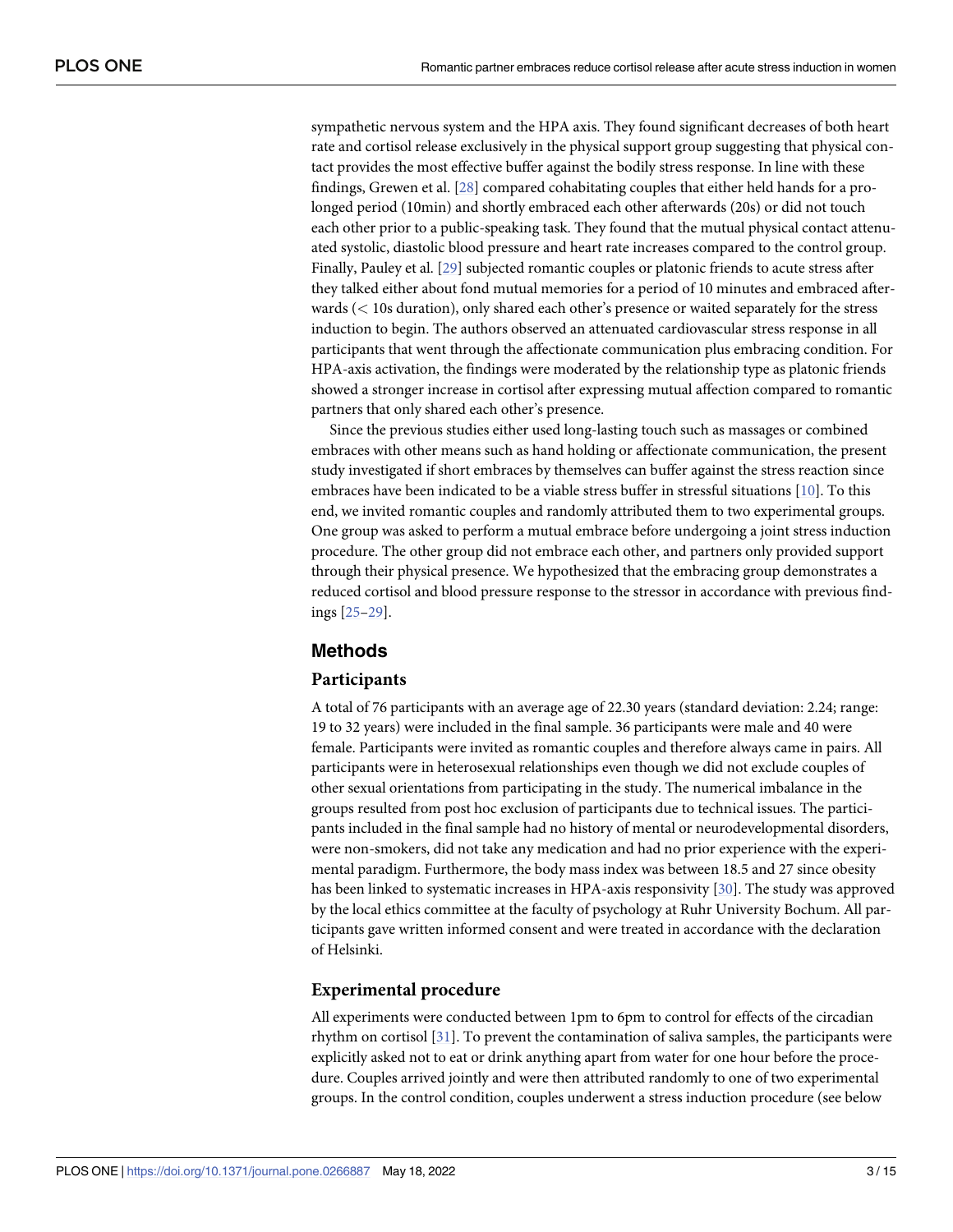sympathetic nervous system and the HPA axis. They found significant decreases of both heart rate and cortisol release exclusively in the physical support group suggesting that physical contact provides the most effective buffer against the bodily stress response. In line with these findings, Grewen et al. [28] compared cohabitating couples that either held hands for a prolonged period (10min) and shortly embraced each other afterwards (20s) or did not touch each other prior to a public-speaking task. They found that the mutual physical contact attenuated systolic, diastolic blood pressure and heart rate increases compared to the control group. Finally, Pauley et al. [29] subjected romantic couples or platonic friends to acute stress after they talked either about fond mutual memories for a period of 10 minutes and embraced afterwards (< 10s duration), only shared each other's presence or waited separately for the stress induction to begin. The authors observed an attenuated cardiovascular stress response in all participants that went through the affectionate communication plus embracing condition. For HPA-axis activation, the findings were moderated by the relationship type as platonic friends showed a stronger increase in cortisol after expressing mutual affection compared to romantic partners that only shared each other's presence.

Since the previous studies either used long-lasting touch such as massages or combined embraces with other means such as hand holding or affectionate communication, the present study investigated if short embraces by themselves can buffer against the stress reaction since embraces have been indicated to be a viable stress buffer in stressful situations [10]. To this end, we invited romantic couples and randomly attributed them to two experimental groups. One group was asked to perform a mutual embrace before undergoing a joint stress induction procedure. The other group did not embrace each other, and partners only provided support through their physical presence. We hypothesized that the embracing group demonstrates a reduced cortisol and blood pressure response to the stressor in accordance with previous findings [25–29].

## Methods

### Participants

A total of 76 participants with an average age of 22.30 years (standard deviation: 2.24; range: 19 to 32 years) were included in the final sample. 36 participants were male and 40 were female. Participants were invited as romantic couples and therefore always came in pairs. All participants were in heterosexual relationships even though we did not exclude couples of other sexual orientations from participating in the study. The numerical imbalance in the groups resulted from post hoc exclusion of participants due to technical issues. The participants included in the final sample had no history of mental or neurodevelopmental disorders, were non-smokers, did not take any medication and had no prior experience with the experimental paradigm. Furthermore, the body mass index was between 18.5 and 27 since obesity has been linked to systematic increases in HPA-axis responsivity [30]. The study was approved by the local ethics committee at the faculty of psychology at Ruhr University Bochum. All participants gave written informed consent and were treated in accordance with the declaration of Helsinki.

### Experimental procedure

All experiments were conducted between 1pm to 6pm to control for effects of the circadian rhythm on cortisol [31]. To prevent the contamination of saliva samples, the participants were explicitly asked not to eat or drink anything apart from water for one hour before the procedure. Couples arrived jointly and were then attributed randomly to one of two experimental groups. In the control condition, couples underwent a stress induction procedure (see below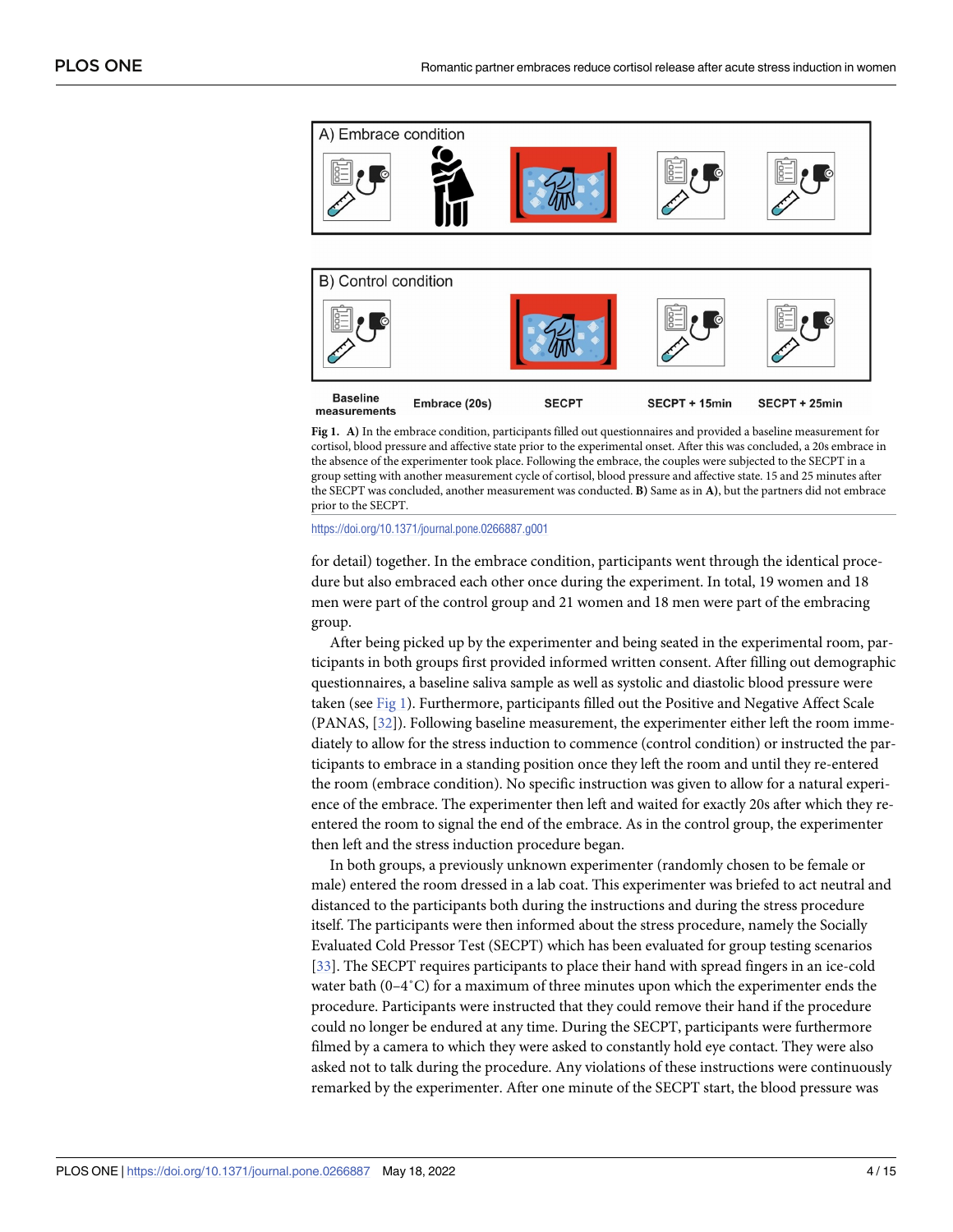**Fig 1.** **A)** In the embrace condition, participants filled out questionnaires and provided a baseline measurement for cortisol, blood pressure and affective state prior to the experimental onset. After this was concluded, a 20s embrace in the absence of the experimenter took place. Following the embrace, the couples were subjected to the SECPT in a group setting with another measurement cycle of cortisol, blood pressure and affective state. 15 and 25 minutes after the SECPT was concluded, another measurement was conducted. **B)** Same as in **A)**, but the partners did not embrace prior to the SECPT.

https://doi.org/10.1371/journal.pone.0266887.g001

for detail) together. In the embrace condition, participants went through the identical procedure but also embraced each other once during the experiment. In total, 19 women and 18 men were part of the control group and 21 women and 18 men were part of the embracing group.

After being picked up by the experimenter and being seated in the experimental room, participants in both groups first provided informed written consent. After filling out demographic questionnaires, a baseline saliva sample as well as systolic and diastolic blood pressure were taken (see Fig 1). Furthermore, participants filled out the Positive and Negative Affect Scale (PANAS, [32]). Following baseline measurement, the experimenter either left the room immediately to allow for the stress induction to commence (control condition) or instructed the participants to embrace in a standing position once they left the room and until they re-entered the room (embrace condition). No specific instruction was given to allow for a natural experience of the embrace. The experimenter then left and waited for exactly 20s after which they re-entered the room to signal the end of the embrace. As in the control group, the experimenter then left and the stress induction procedure began.

In both groups, a previously unknown experimenter (randomly chosen to be female or male) entered the room dressed in a lab coat. This experimenter was briefed to act neutral and distanced to the participants both during the instructions and during the stress procedure itself. The participants were then informed about the stress procedure, namely the Socially Evaluated Cold Pressor Test (SECPT) which has been evaluated for group testing scenarios [33]. The SECPT requires participants to place their hand with spread fingers in an ice-cold water bath (0–4˚C) for a maximum of three minutes upon which the experimenter ends the procedure. Participants were instructed that they could remove their hand if the procedure could no longer be endured at any time. During the SECPT, participants were furthermore filmed by a camera to which they were asked to constantly hold eye contact. They were also asked not to talk during the procedure. Any violations of these instructions were continuously remarked by the experimenter. After one minute of the SECPT start, the blood pressure was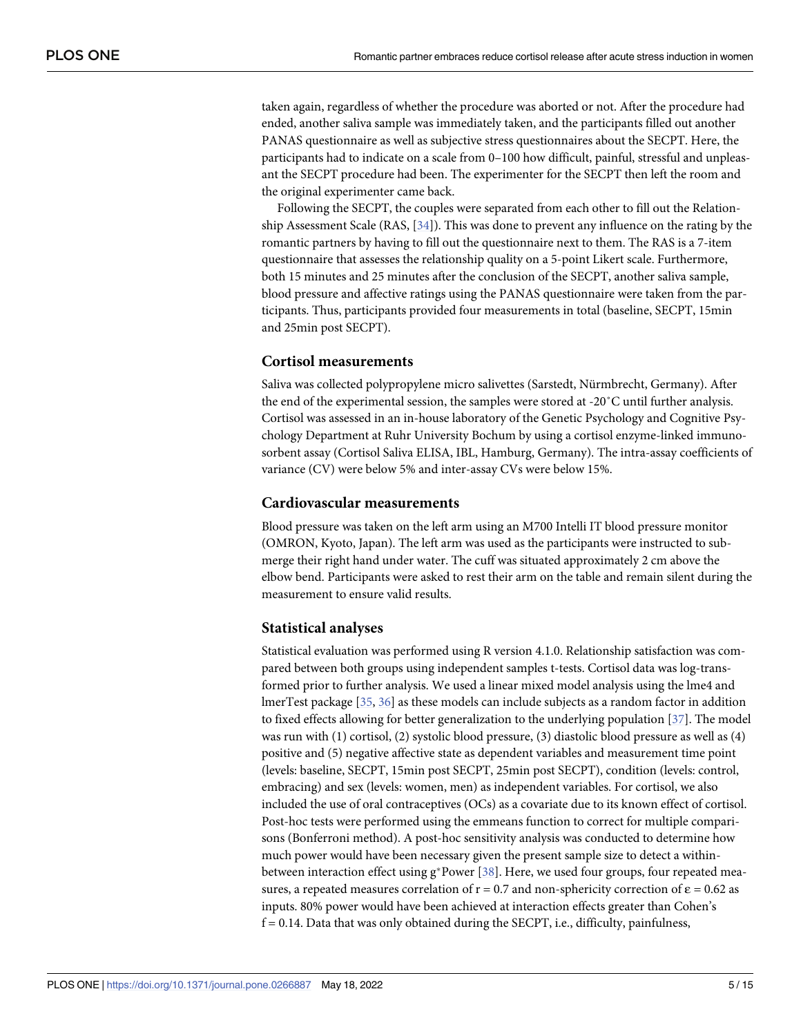taken again, regardless of whether the procedure was aborted or not. After the procedure had ended, another saliva sample was immediately taken, and the participants filled out another PANAS questionnaire as well as subjective stress questionnaires about the SECPT. Here, the participants had to indicate on a scale from 0–100 how difficult, painful, stressful and unpleasant the SECPT procedure had been. The experimenter for the SECPT then left the room and the original experimenter came back.

Following the SECPT, the couples were separated from each other to fill out the Relationship Assessment Scale (RAS, [34]). This was done to prevent any influence on the rating by the romantic partners by having to fill out the questionnaire next to them. The RAS is a 7-item questionnaire that assesses the relationship quality on a 5-point Likert scale. Furthermore, both 15 minutes and 25 minutes after the conclusion of the SECPT, another saliva sample, blood pressure and affective ratings using the PANAS questionnaire were taken from the participants. Thus, participants provided four measurements in total (baseline, SECPT, 15min and 25min post SECPT).

## Cortisol measurements

Saliva was collected polypropylene micro salivettes (Sarstedt, Nürmbrecht, Germany). After the end of the experimental session, the samples were stored at -20˚C until further analysis. Cortisol was assessed in an in-house laboratory of the Genetic Psychology and Cognitive Psychology Department at Ruhr University Bochum by using a cortisol enzyme-linked immunosorbent assay (Cortisol Saliva ELISA, IBL, Hamburg, Germany). The intra-assay coefficients of variance (CV) were below 5% and inter-assay CVs were below 15%.

## Cardiovascular measurements

Blood pressure was taken on the left arm using an M700 Intelli IT blood pressure monitor (OMRON, Kyoto, Japan). The left arm was used as the participants were instructed to submerge their right hand under water. The cuff was situated approximately 2 cm above the elbow bend. Participants were asked to rest their arm on the table and remain silent during the measurement to ensure valid results.

## Statistical analyses

Statistical evaluation was performed using R version 4.1.0. Relationship satisfaction was compared between both groups using independent samples t-tests. Cortisol data was log-transformed prior to further analysis. We used a linear mixed model analysis using the lme4 and lmerTest package [35, 36] as these models can include subjects as a random factor in addition to fixed effects allowing for better generalization to the underlying population [37]. The model was run with (1) cortisol, (2) systolic blood pressure, (3) diastolic blood pressure as well as (4) positive and (5) negative affective state as dependent variables and measurement time point (levels: baseline, SECPT, 15min post SECPT, 25min post SECPT), condition (levels: control, embracing) and sex (levels: women, men) as independent variables. For cortisol, we also included the use of oral contraceptives (OCs) as a covariate due to its known effect of cortisol. Post-hoc tests were performed using the emmeans function to correct for multiple comparisons (Bonferroni method). A post-hoc sensitivity analysis was conducted to determine how much power would have been necessary given the present sample size to detect a within-between interaction effect using g*Power [38]. Here, we used four groups, four repeated measures, a repeated measures correlation of $r = 0.7$ and non-sphericity correction of $\varepsilon = 0.62$ as inputs. 80% power would have been achieved at interaction effects greater than Cohen's $f = 0.14$. Data that was only obtained during the SECPT, i.e., difficulty, painfulness,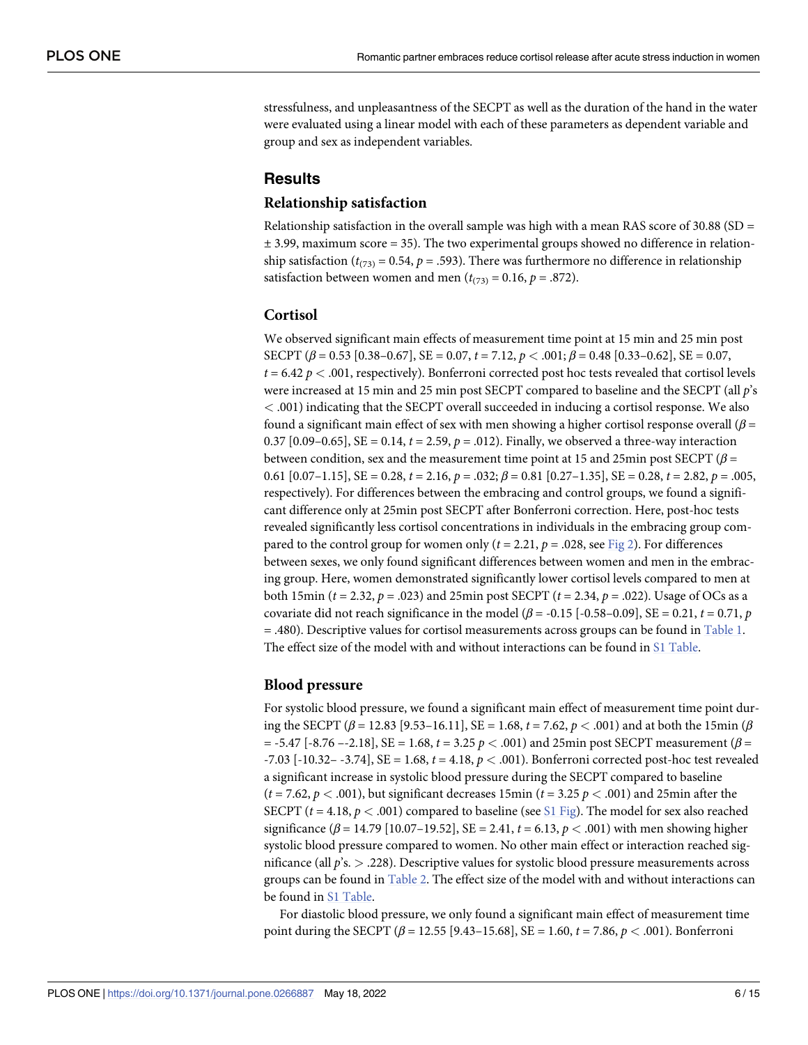stressfulness, and unpleasantness of the SECPT as well as the duration of the hand in the water were evaluated using a linear model with each of these parameters as dependent variable and group and sex as independent variables.

## Results

### Relationship satisfaction

Relationship satisfaction in the overall sample was high with a mean RAS score of 30.88 (SD = ± 3.99, maximum score = 35). The two experimental groups showed no difference in relationship satisfaction ($t_{(73)} = 0.54$, $p = .593$). There was furthermore no difference in relationship satisfaction between women and men ($t_{(73)} = 0.16$, $p = .872$).

### Cortisol

We observed significant main effects of measurement time point at 15 min and 25 min post SECPT ($\beta = 0.53$ [0.38–0.67], SE = 0.07, $t = 7.12$, $p < .001$; $\beta = 0.48$ [0.33–0.62], SE = 0.07, $t = 6.42$ $p < .001$, respectively). Bonferroni corrected post hoc tests revealed that cortisol levels were increased at 15 min and 25 min post SECPT compared to baseline and the SECPT (all $p$'s $< .001$) indicating that the SECPT overall succeeded in inducing a cortisol response. We also found a significant main effect of sex with men showing a higher cortisol response overall ($\beta = 0.37$ [0.09–0.65], SE = 0.14, $t = 2.59$, $p = .012$). Finally, we observed a three-way interaction between condition, sex and the measurement time point at 15 and 25min post SECPT ($\beta = 0.61$ [0.07–1.15], SE = 0.28, $t = 2.16$, $p = .032$; $\beta = 0.81$ [0.27–1.35], SE = 0.28, $t = 2.82$, $p = .005$, respectively). For differences between the embracing and control groups, we found a significant difference only at 25min post SECPT after Bonferroni correction. Here, post-hoc tests revealed significantly less cortisol concentrations in individuals in the embracing group compared to the control group for women only ($t = 2.21$, $p = .028$, see Fig 2). For differences between sexes, we only found significant differences between women and men in the embracing group. Here, women demonstrated significantly lower cortisol levels compared to men at both 15min ($t = 2.32$, $p = .023$) and 25min post SECPT ($t = 2.34$, $p = .022$). Usage of OCs as a covariate did not reach significance in the model ($\beta = -0.15$ [-0.58–0.09], SE = 0.21, $t = 0.71$, $p = .480$). Descriptive values for cortisol measurements across groups can be found in Table 1. The effect size of the model with and without interactions can be found in S1 Table.

### Blood pressure

For systolic blood pressure, we found a significant main effect of measurement time point during the SECPT ($\beta = 12.83$ [9.53–16.11], SE = 1.68, $t = 7.62$, $p < .001$) and at both the 15min ($\beta = -5.47$ [-8.76 –-2.18], SE = 1.68, $t = 3.25$ $p < .001$) and 25min post SECPT measurement ($\beta = -7.03$ [-10.32– -3.74], SE = 1.68, $t = 4.18$, $p < .001$). Bonferroni corrected post-hoc test revealed a significant increase in systolic blood pressure during the SECPT compared to baseline ($t = 7.62$, $p < .001$), but significant decreases 15min ($t = 3.25$ $p < .001$) and 25min after the SECPT ($t = 4.18$, $p < .001$) compared to baseline (see S1 Fig). The model for sex also reached significance ($\beta = 14.79$ [10.07–19.52], SE = 2.41, $t = 6.13$, $p < .001$) with men showing higher systolic blood pressure compared to women. No other main effect or interaction reached significance (all $p$'s. $> .228$). Descriptive values for systolic blood pressure measurements across groups can be found in Table 2. The effect size of the model with and without interactions can be found in S1 Table.

For diastolic blood pressure, we only found a significant main effect of measurement time point during the SECPT ($\beta = 12.55$ [9.43–15.68], SE = 1.60, $t = 7.86$, $p < .001$). Bonferroni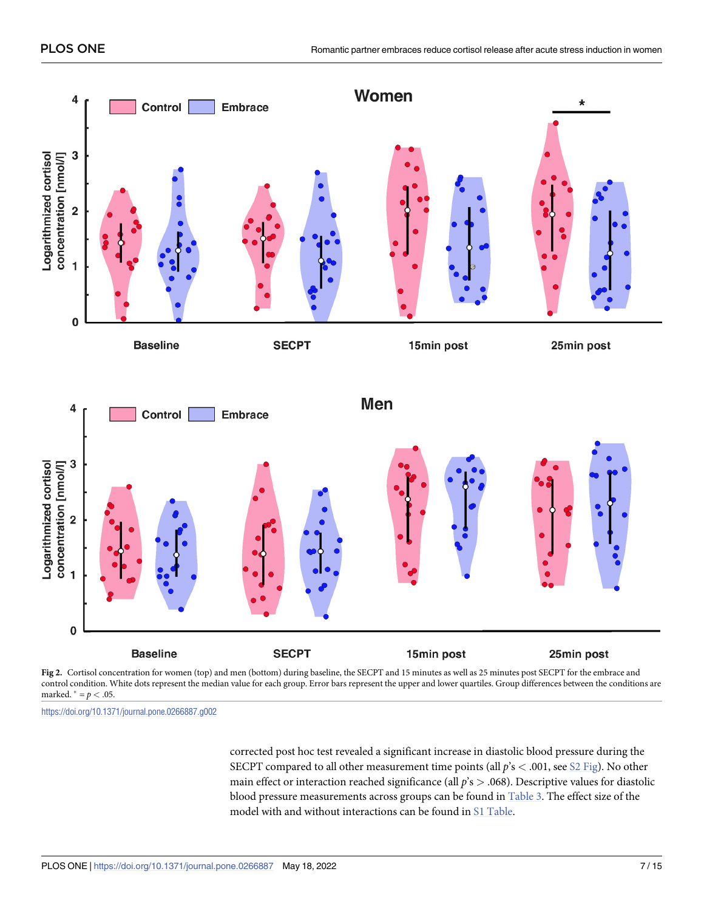**Fig 2.** Cortisol concentration for women (top) and men (bottom) during baseline, the SECPT and 15 minutes as well as 25 minutes post SECPT for the embrace and control condition. White dots represent the median value for each group. Error bars represent the upper and lower quartiles. Group differences between the conditions are marked. * = $p < .05$.

https://doi.org/10.1371/journal.pone.0266887.g002

corrected post hoc test revealed a significant increase in diastolic blood pressure during the SECPT compared to all other measurement time points (all $p$'s $< .001$, see S2 Fig). No other main effect or interaction reached significance (all $p$'s $> .068$). Descriptive values for diastolic blood pressure measurements across groups can be found in Table 3. The effect size of the model with and without interactions can be found in S1 Table.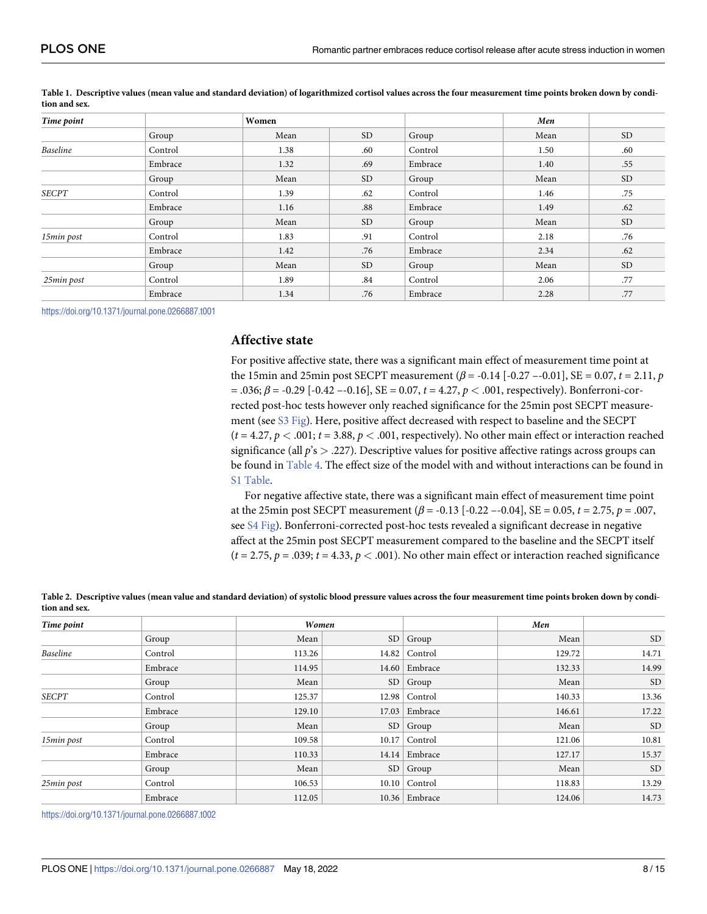**Table 1. Descriptive values (mean value and standard deviation) of logarithmized cortisol values across the four measurement time points broken down by condition and sex.**

| *Time point* | | Women | | | *Men* | |
|---|---|---|---|---|---|---|
| | Group | Mean | SD | Group | Mean | SD |
| *Baseline* | Control | 1.38 | .60 | Control | 1.50 | .60 |
| | Embrace | 1.32 | .69 | Embrace | 1.40 | .55 |
| | Group | Mean | SD | Group | Mean | SD |
| *SECPT* | Control | 1.39 | .62 | Control | 1.46 | .75 |
| | Embrace | 1.16 | .88 | Embrace | 1.49 | .62 |
| | Group | Mean | SD | Group | Mean | SD |
| *15min post* | Control | 1.83 | .91 | Control | 2.18 | .76 |
| | Embrace | 1.42 | .76 | Embrace | 2.34 | .62 |
| | Group | Mean | SD | Group | Mean | SD |
| *25min post* | Control | 1.89 | .84 | Control | 2.06 | .77 |
| | Embrace | 1.34 | .76 | Embrace | 2.28 | .77 |

https://doi.org/10.1371/journal.pone.0266887.t001

## Affective state

For positive affective state, there was a significant main effect of measurement time point at the 15min and 25min post SECPT measurement ($\beta$ = -0.14 [-0.27 –-0.01], SE = 0.07, $t$ = 2.11, $p$ = .036; $\beta$ = -0.29 [-0.42 –-0.16], SE = 0.07, $t$ = 4.27, $p < .001$, respectively). Bonferroni-corrected post-hoc tests however only reached significance for the 25min post SECPT measurement (see S3 Fig). Here, positive affect decreased with respect to baseline and the SECPT ($t$ = 4.27, $p < .001$; $t$ = 3.88, $p < .001$, respectively). No other main effect or interaction reached significance (all $p$'s $> .227$). Descriptive values for positive affective ratings across groups can be found in Table 4. The effect size of the model with and without interactions can be found in S1 Table.

For negative affective state, there was a significant main effect of measurement time point at the 25min post SECPT measurement ($\beta$ = -0.13 [-0.22 –-0.04], SE = 0.05, $t$ = 2.75, $p$ = .007, see S4 Fig). Bonferroni-corrected post-hoc tests revealed a significant decrease in negative affect at the 25min post SECPT measurement compared to the baseline and the SECPT itself ($t$ = 2.75, $p$ = .039; $t$ = 4.33, $p < .001$). No other main effect or interaction reached significance

**Table 2. Descriptive values (mean value and standard deviation) of systolic blood pressure values across the four measurement time points broken down by condition and sex.**

| *Time point* | | *Women* | | | *Men* | |
|---|---|---|---|---|---|---|
| | Group | Mean | SD | Group | Mean | SD |
| *Baseline* | Control | 113.26 | 14.82 | Control | 129.72 | 14.71 |
| | Embrace | 114.95 | 14.60 | Embrace | 132.33 | 14.99 |
| | Group | Mean | SD | Group | Mean | SD |
| *SECPT* | Control | 125.37 | 12.98 | Control | 140.33 | 13.36 |
| | Embrace | 129.10 | 17.03 | Embrace | 146.61 | 17.22 |
| | Group | Mean | SD | Group | Mean | SD |
| *15min post* | Control | 109.58 | 10.17 | Control | 121.06 | 10.81 |
| | Embrace | 110.33 | 14.14 | Embrace | 127.17 | 15.37 |
| | Group | Mean | SD | Group | Mean | SD |
| *25min post* | Control | 106.53 | 10.10 | Control | 118.83 | 13.29 |
| | Embrace | 112.05 | 10.36 | Embrace | 124.06 | 14.73 |

https://doi.org/10.1371/journal.pone.0266887.t002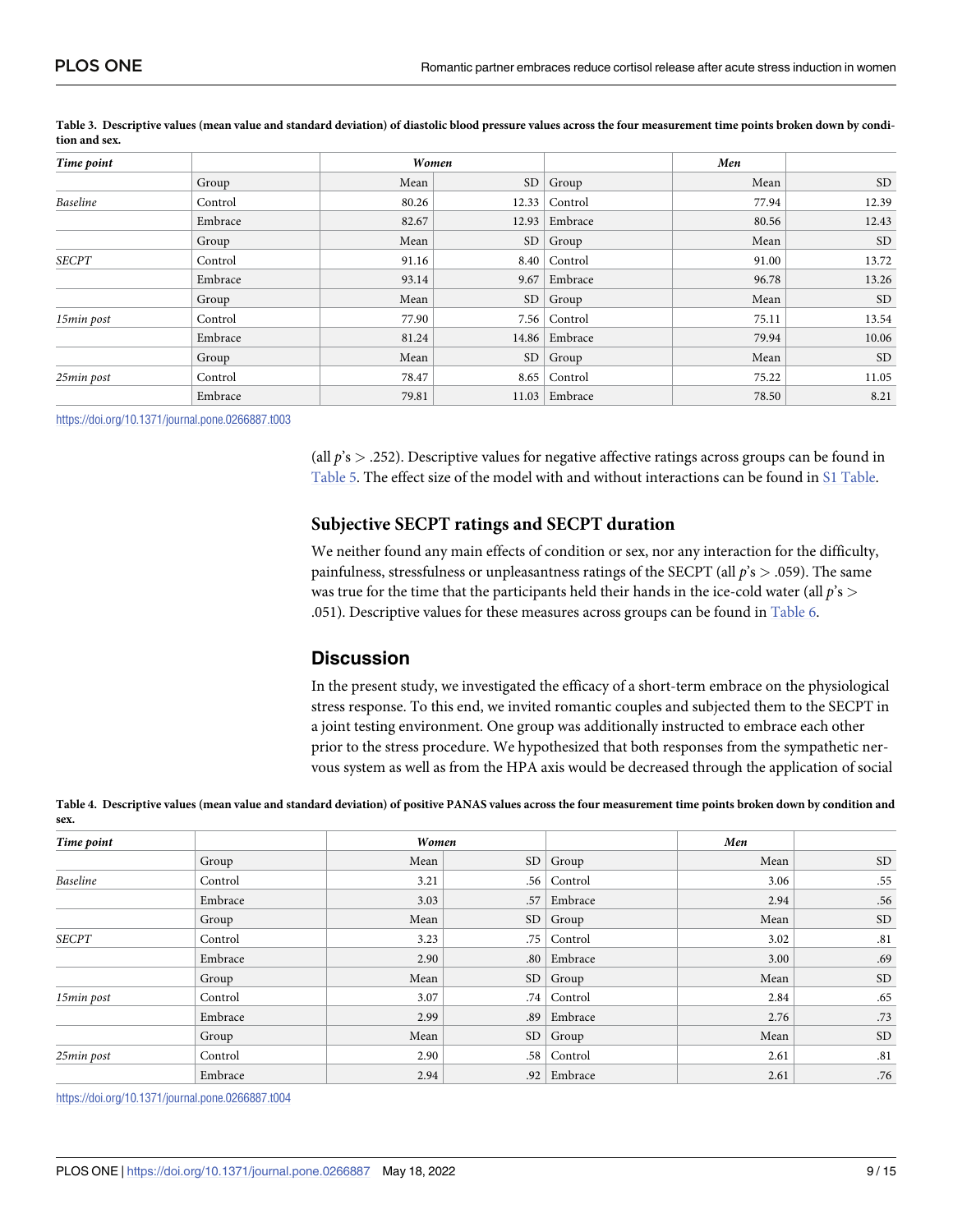**Table 3. Descriptive values (mean value and standard deviation) of diastolic blood pressure values across the four measurement time points broken down by condition and sex.**

| *Time point* | | *Women* | | | *Men* | |
|---|---|---|---|---|---|---|
| | Group | Mean | SD | Group | Mean | SD |
| *Baseline* | Control | 80.26 | 12.33 | Control | 77.94 | 12.39 |
| | Embrace | 82.67 | 12.93 | Embrace | 80.56 | 12.43 |
| | Group | Mean | SD | Group | Mean | SD |
| *SECPT* | Control | 91.16 | 8.40 | Control | 91.00 | 13.72 |
| | Embrace | 93.14 | 9.67 | Embrace | 96.78 | 13.26 |
| | Group | Mean | SD | Group | Mean | SD |
| *15min post* | Control | 77.90 | 7.56 | Control | 75.11 | 13.54 |
| | Embrace | 81.24 | 14.86 | Embrace | 79.94 | 10.06 |
| | Group | Mean | SD | Group | Mean | SD |
| *25min post* | Control | 78.47 | 8.65 | Control | 75.22 | 11.05 |
| | Embrace | 79.81 | 11.03 | Embrace | 78.50 | 8.21 |

https://doi.org/10.1371/journal.pone.0266887.t003

(all $p$'s $> .252$). Descriptive values for negative affective ratings across groups can be found in Table 5. The effect size of the model with and without interactions can be found in S1 Table.

### Subjective SECPT ratings and SECPT duration

We neither found any main effects of condition or sex, nor any interaction for the difficulty, painfulness, stressfulness or unpleasantness ratings of the SECPT (all $p$'s $> .059$). The same was true for the time that the participants held their hands in the ice-cold water (all $p$'s $> .051$). Descriptive values for these measures across groups can be found in Table 6.

## Discussion

In the present study, we investigated the efficacy of a short-term embrace on the physiological stress response. To this end, we invited romantic couples and subjected them to the SECPT in a joint testing environment. One group was additionally instructed to embrace each other prior to the stress procedure. We hypothesized that both responses from the sympathetic nervous system as well as from the HPA axis would be decreased through the application of social

**Table 4. Descriptive values (mean value and standard deviation) of positive PANAS values across the four measurement time points broken down by condition and sex.**

| *Time point* | | *Women* | | | *Men* | |
|---|---|---|---|---|---|---|
| | Group | Mean | SD | Group | Mean | SD |
| *Baseline* | Control | 3.21 | .56 | Control | 3.06 | .55 |
| | Embrace | 3.03 | .57 | Embrace | 2.94 | .56 |
| | Group | Mean | SD | Group | Mean | SD |
| *SECPT* | Control | 3.23 | .75 | Control | 3.02 | .81 |
| | Embrace | 2.90 | .80 | Embrace | 3.00 | .69 |
| | Group | Mean | SD | Group | Mean | SD |
| *15min post* | Control | 3.07 | .74 | Control | 2.84 | .65 |
| | Embrace | 2.99 | .89 | Embrace | 2.76 | .73 |
| | Group | Mean | SD | Group | Mean | SD |
| *25min post* | Control | 2.90 | .58 | Control | 2.61 | .81 |
| | Embrace | 2.94 | .92 | Embrace | 2.61 | .76 |

https://doi.org/10.1371/journal.pone.0266887.t004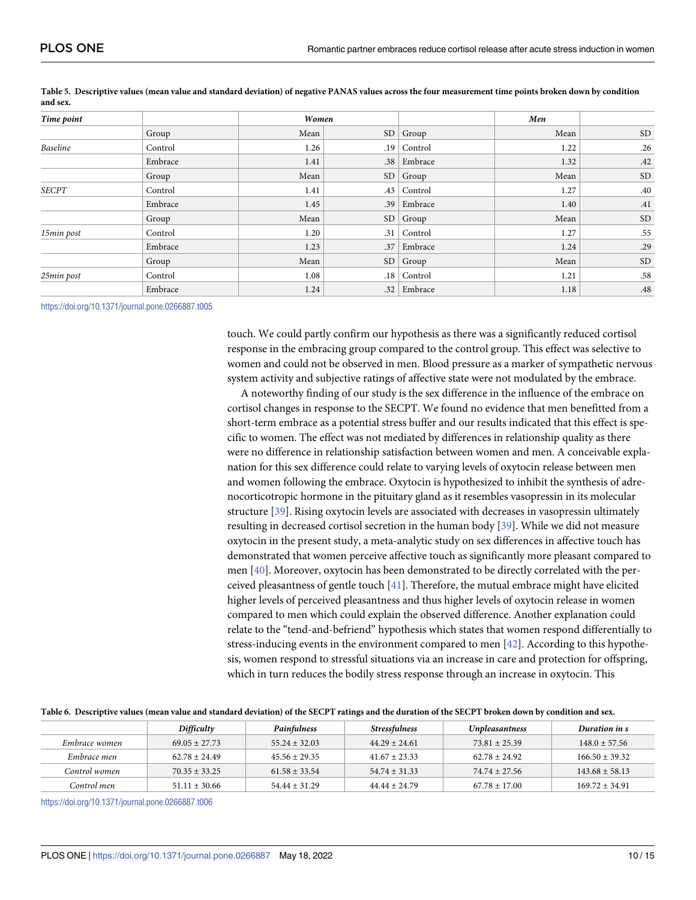**Table 5. Descriptive values (mean value and standard deviation) of negative PANAS values across the four measurement time points broken down by condition and sex.**

| *Time point* | | *Women* | | | *Men* | |
|---|---|---|---|---|---|---|
| | Group | Mean | SD | Group | Mean | SD |
| *Baseline* | Control | 1.26 | .19 | Control | 1.22 | .26 |
| | Embrace | 1.41 | .38 | Embrace | 1.32 | .42 |
| | Group | Mean | SD | Group | Mean | SD |
| *SECPT* | Control | 1.41 | .43 | Control | 1.27 | .40 |
| | Embrace | 1.45 | .39 | Embrace | 1.40 | .41 |
| | Group | Mean | SD | Group | Mean | SD |
| *15min post* | Control | 1.20 | .31 | Control | 1.27 | .55 |
| | Embrace | 1.23 | .37 | Embrace | 1.24 | .29 |
| | Group | Mean | SD | Group | Mean | SD |
| *25min post* | Control | 1.08 | .18 | Control | 1.21 | .58 |
| | Embrace | 1.24 | .32 | Embrace | 1.18 | .48 |

https://doi.org/10.1371/journal.pone.0266887.t005

touch. We could partly confirm our hypothesis as there was a significantly reduced cortisol response in the embracing group compared to the control group. This effect was selective to women and could not be observed in men. Blood pressure as a marker of sympathetic nervous system activity and subjective ratings of affective state were not modulated by the embrace.

A noteworthy finding of our study is the sex difference in the influence of the embrace on cortisol changes in response to the SECPT. We found no evidence that men benefitted from a short-term embrace as a potential stress buffer and our results indicated that this effect is specific to women. The effect was not mediated by differences in relationship quality as there were no difference in relationship satisfaction between women and men. A conceivable explanation for this sex difference could relate to varying levels of oxytocin release between men and women following the embrace. Oxytocin is hypothesized to inhibit the synthesis of adrenocorticotropic hormone in the pituitary gland as it resembles vasopressin in its molecular structure [39]. Rising oxytocin levels are associated with decreases in vasopressin ultimately resulting in decreased cortisol secretion in the human body [39]. While we did not measure oxytocin in the present study, a meta-analytic study on sex differences in affective touch has demonstrated that women perceive affective touch as significantly more pleasant compared to men [40]. Moreover, oxytocin has been demonstrated to be directly correlated with the perceived pleasantness of gentle touch [41]. Therefore, the mutual embrace might have elicited higher levels of perceived pleasantness and thus higher levels of oxytocin release in women compared to men which could explain the observed difference. Another explanation could relate to the "tend-and-befriend" hypothesis which states that women respond differentially to stress-inducing events in the environment compared to men [42]. According to this hypothesis, women respond to stressful situations via an increase in care and protection for offspring, which in turn reduces the bodily stress response through an increase in oxytocin. This

**Table 6. Descriptive values (mean value and standard deviation) of the SECPT ratings and the duration of the SECPT broken down by condition and sex.**

| | *Difficulty* | *Painfulness* | *Stressfulness* | *Unpleasantness* | *Duration in s* |
|---|---|---|---|---|---|
| *Embrace women* | 69.05 ± 27.73 | 55.24 ± 32.03 | 44.29 ± 24.61 | 73.81 ± 25.39 | 148.0 ± 57.56 |
| *Embrace men* | 62.78 ± 24.49 | 45.56 ± 29.35 | 41.67 ± 23.33 | 62.78 ± 24.92 | 166.50 ± 39.32 |
| *Control women* | 70.35 ± 33.25 | 61.58 ± 33.54 | 54.74 ± 31.33 | 74.74 ± 27.56 | 143.68 ± 58.13 |
| *Control men* | 51.11 ± 30.66 | 54.44 ± 31.29 | 44.44 ± 24.79 | 67.78 ± 17.00 | 169.72 ± 34.91 |

https://doi.org/10.1371/journal.pone.0266887.t006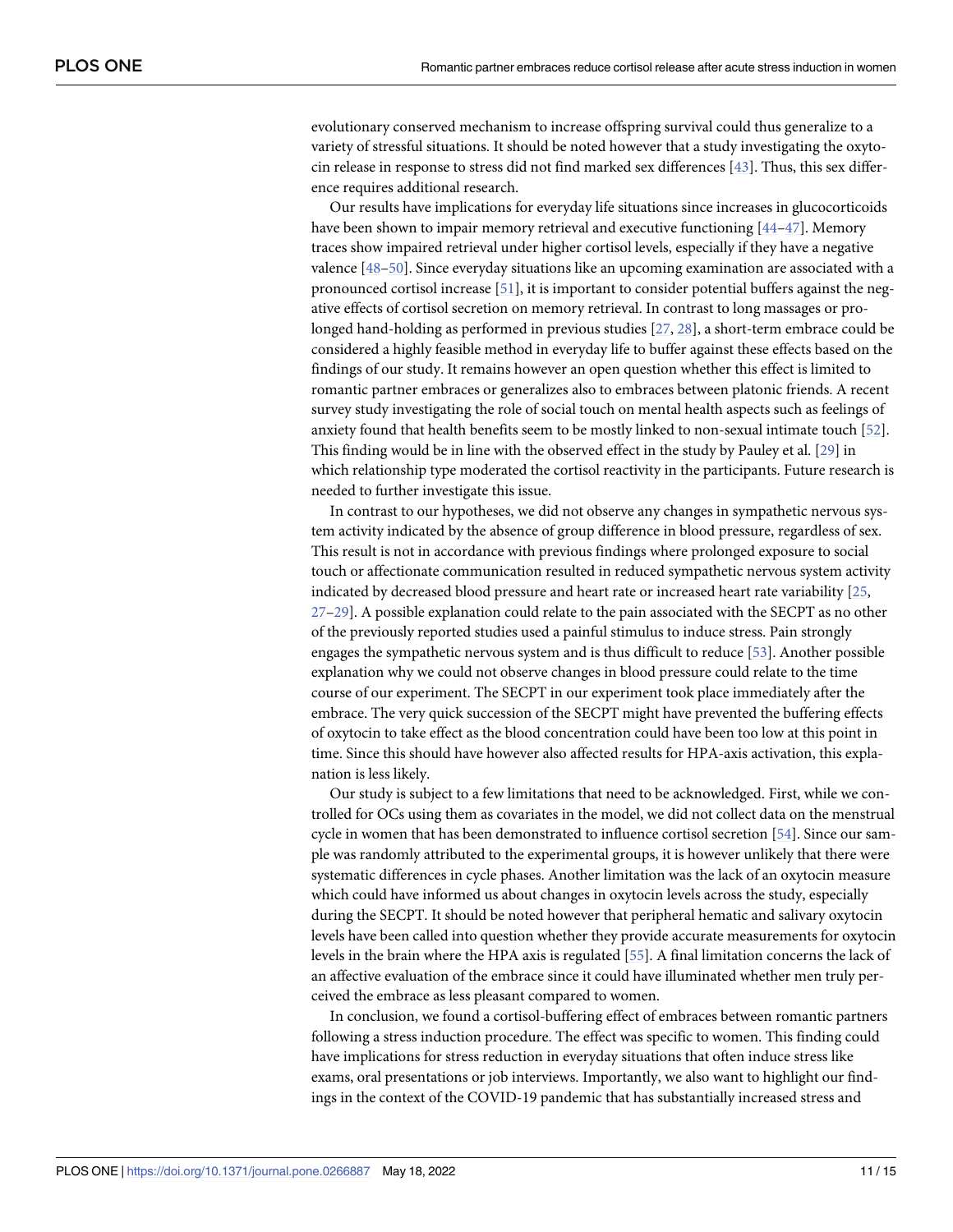evolutionary conserved mechanism to increase offspring survival could thus generalize to a variety of stressful situations. It should be noted however that a study investigating the oxytocin release in response to stress did not find marked sex differences [43]. Thus, this sex difference requires additional research.

Our results have implications for everyday life situations since increases in glucocorticoids have been shown to impair memory retrieval and executive functioning [44–47]. Memory traces show impaired retrieval under higher cortisol levels, especially if they have a negative valence [48–50]. Since everyday situations like an upcoming examination are associated with a pronounced cortisol increase [51], it is important to consider potential buffers against the negative effects of cortisol secretion on memory retrieval. In contrast to long massages or prolonged hand-holding as performed in previous studies [27, 28], a short-term embrace could be considered a highly feasible method in everyday life to buffer against these effects based on the findings of our study. It remains however an open question whether this effect is limited to romantic partner embraces or generalizes also to embraces between platonic friends. A recent survey study investigating the role of social touch on mental health aspects such as feelings of anxiety found that health benefits seem to be mostly linked to non-sexual intimate touch [52]. This finding would be in line with the observed effect in the study by Pauley et al. [29] in which relationship type moderated the cortisol reactivity in the participants. Future research is needed to further investigate this issue.

In contrast to our hypotheses, we did not observe any changes in sympathetic nervous system activity indicated by the absence of group difference in blood pressure, regardless of sex. This result is not in accordance with previous findings where prolonged exposure to social touch or affectionate communication resulted in reduced sympathetic nervous system activity indicated by decreased blood pressure and heart rate or increased heart rate variability [25, 27–29]. A possible explanation could relate to the pain associated with the SECPT as no other of the previously reported studies used a painful stimulus to induce stress. Pain strongly engages the sympathetic nervous system and is thus difficult to reduce [53]. Another possible explanation why we could not observe changes in blood pressure could relate to the time course of our experiment. The SECPT in our experiment took place immediately after the embrace. The very quick succession of the SECPT might have prevented the buffering effects of oxytocin to take effect as the blood concentration could have been too low at this point in time. Since this should have however also affected results for HPA-axis activation, this explanation is less likely.

Our study is subject to a few limitations that need to be acknowledged. First, while we controlled for OCs using them as covariates in the model, we did not collect data on the menstrual cycle in women that has been demonstrated to influence cortisol secretion [54]. Since our sample was randomly attributed to the experimental groups, it is however unlikely that there were systematic differences in cycle phases. Another limitation was the lack of an oxytocin measure which could have informed us about changes in oxytocin levels across the study, especially during the SECPT. It should be noted however that peripheral hematic and salivary oxytocin levels have been called into question whether they provide accurate measurements for oxytocin levels in the brain where the HPA axis is regulated [55]. A final limitation concerns the lack of an affective evaluation of the embrace since it could have illuminated whether men truly perceived the embrace as less pleasant compared to women.

In conclusion, we found a cortisol-buffering effect of embraces between romantic partners following a stress induction procedure. The effect was specific to women. This finding could have implications for stress reduction in everyday situations that often induce stress like exams, oral presentations or job interviews. Importantly, we also want to highlight our findings in the context of the COVID-19 pandemic that has substantially increased stress and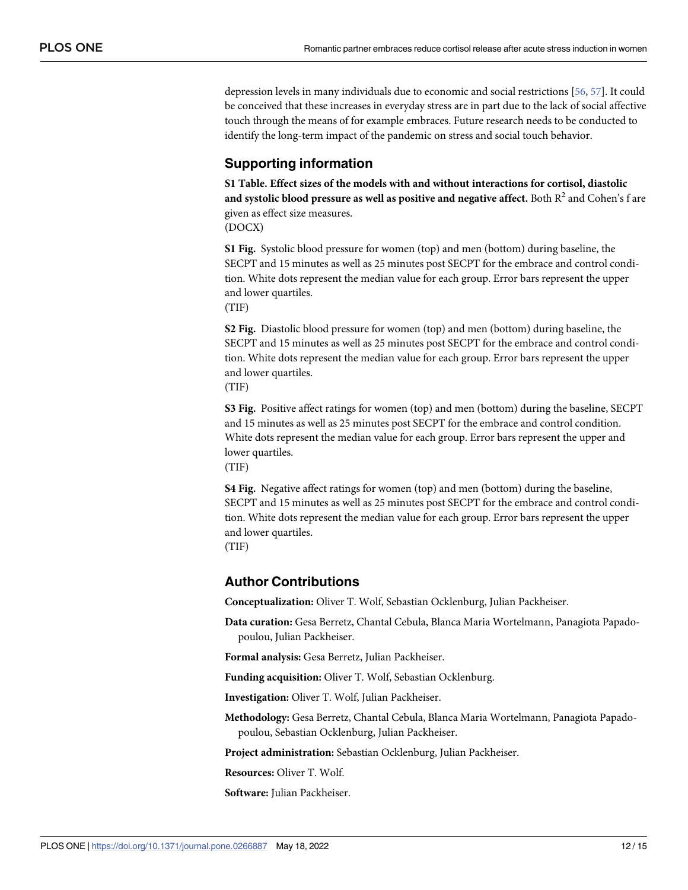depression levels in many individuals due to economic and social restrictions [56, 57]. It could be conceived that these increases in everyday stress are in part due to the lack of social affective touch through the means of for example embraces. Future research needs to be conducted to identify the long-term impact of the pandemic on stress and social touch behavior.

## Supporting information

**S1 Table. Effect sizes of the models with and without interactions for cortisol, diastolic and systolic blood pressure as well as positive and negative affect.** Both $R^2$ and Cohen's f are given as effect size measures.
(DOCX)

**S1 Fig.** Systolic blood pressure for women (top) and men (bottom) during baseline, the SECPT and 15 minutes as well as 25 minutes post SECPT for the embrace and control condition. White dots represent the median value for each group. Error bars represent the upper and lower quartiles.
(TIF)

**S2 Fig.** Diastolic blood pressure for women (top) and men (bottom) during baseline, the SECPT and 15 minutes as well as 25 minutes post SECPT for the embrace and control condition. White dots represent the median value for each group. Error bars represent the upper and lower quartiles.
(TIF)

**S3 Fig.** Positive affect ratings for women (top) and men (bottom) during the baseline, SECPT and 15 minutes as well as 25 minutes post SECPT for the embrace and control condition. White dots represent the median value for each group. Error bars represent the upper and lower quartiles.
(TIF)

**S4 Fig.** Negative affect ratings for women (top) and men (bottom) during the baseline, SECPT and 15 minutes as well as 25 minutes post SECPT for the embrace and control condition. White dots represent the median value for each group. Error bars represent the upper and lower quartiles.
(TIF)

## Author Contributions

**Conceptualization:** Oliver T. Wolf, Sebastian Ocklenburg, Julian Packheiser.

**Data curation:** Gesa Berretz, Chantal Cebula, Blanca Maria Wortelmann, Panagiota Papadopoulou, Julian Packheiser.

**Formal analysis:** Gesa Berretz, Julian Packheiser.

**Funding acquisition:** Oliver T. Wolf, Sebastian Ocklenburg.

**Investigation:** Oliver T. Wolf, Julian Packheiser.

**Methodology:** Gesa Berretz, Chantal Cebula, Blanca Maria Wortelmann, Panagiota Papadopoulou, Sebastian Ocklenburg, Julian Packheiser.

**Project administration:** Sebastian Ocklenburg, Julian Packheiser.

**Resources:** Oliver T. Wolf.

**Software:** Julian Packheiser.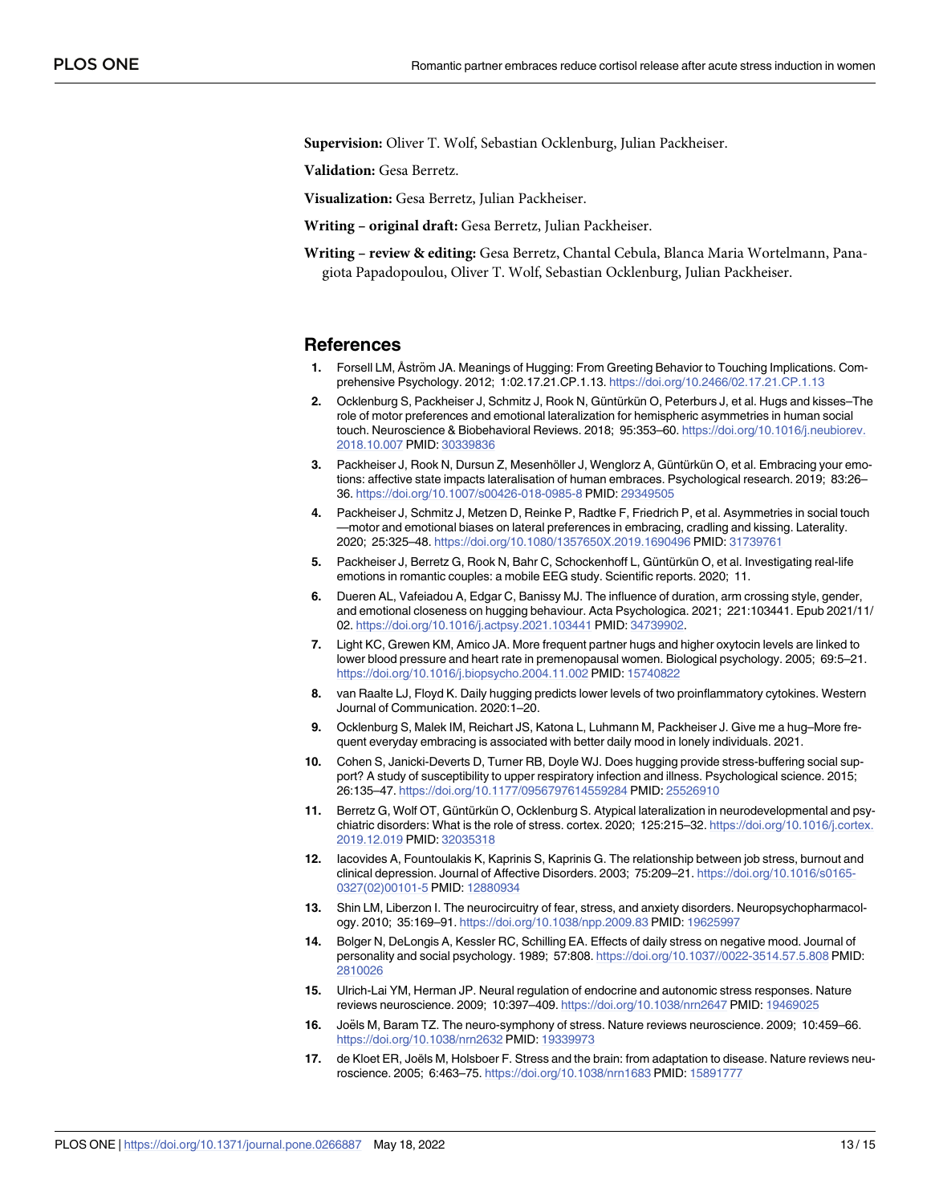**Supervision:** Oliver T. Wolf, Sebastian Ocklenburg, Julian Packheiser.

**Validation:** Gesa Berretz.

**Visualization:** Gesa Berretz, Julian Packheiser.

**Writing – original draft:** Gesa Berretz, Julian Packheiser.

**Writing – review & editing:** Gesa Berretz, Chantal Cebula, Blanca Maria Wortelmann, Panagiota Papadopoulou, Oliver T. Wolf, Sebastian Ocklenburg, Julian Packheiser.

## References

1. Forsell LM, Åström JA. Meanings of Hugging: From Greeting Behavior to Touching Implications. Comprehensive Psychology. 2012; 1:02.17.21.CP.1.13. https://doi.org/10.2466/02.17.21.CP.1.13
2. Ocklenburg S, Packheiser J, Schmitz J, Rook N, Güntürkün O, Peterburs J, et al. Hugs and kisses–The role of motor preferences and emotional lateralization for hemispheric asymmetries in human social touch. Neuroscience & Biobehavioral Reviews. 2018; 95:353–60. https://doi.org/10.1016/j.neubiorev.2018.10.007 PMID: 30339836
3. Packheiser J, Rook N, Dursun Z, Mesenhöller J, Wenglorz A, Güntürkün O, et al. Embracing your emotions: affective state impacts lateralisation of human embraces. Psychological research. 2019; 83:26–36. https://doi.org/10.1007/s00426-018-0985-8 PMID: 29349505
4. Packheiser J, Schmitz J, Metzen D, Reinke P, Radtke F, Friedrich P, et al. Asymmetries in social touch—motor and emotional biases on lateral preferences in embracing, cradling and kissing. Laterality. 2020; 25:325–48. https://doi.org/10.1080/1357650X.2019.1690496 PMID: 31739761
5. Packheiser J, Berretz G, Rook N, Bahr C, Schockenhoff L, Güntürkün O, et al. Investigating real-life emotions in romantic couples: a mobile EEG study. Scientific reports. 2020; 11.
6. Dueren AL, Vafeiadou A, Edgar C, Banissy MJ. The influence of duration, arm crossing style, gender, and emotional closeness on hugging behaviour. Acta Psychologica. 2021; 221:103441. Epub 2021/11/02. https://doi.org/10.1016/j.actpsy.2021.103441 PMID: 34739902.
7. Light KC, Grewen KM, Amico JA. More frequent partner hugs and higher oxytocin levels are linked to lower blood pressure and heart rate in premenopausal women. Biological psychology. 2005; 69:5–21. https://doi.org/10.1016/j.biopsycho.2004.11.002 PMID: 15740822
8. van Raalte LJ, Floyd K. Daily hugging predicts lower levels of two proinflammatory cytokines. Western Journal of Communication. 2020:1–20.
9. Ocklenburg S, Malek IM, Reichart JS, Katona L, Luhmann M, Packheiser J. Give me a hug–More frequent everyday embracing is associated with better daily mood in lonely individuals. 2021.
10. Cohen S, Janicki-Deverts D, Turner RB, Doyle WJ. Does hugging provide stress-buffering social support? A study of susceptibility to upper respiratory infection and illness. Psychological science. 2015; 26:135–47. https://doi.org/10.1177/0956797614559284 PMID: 25526910
11. Berretz G, Wolf OT, Güntürkün O, Ocklenburg S. Atypical lateralization in neurodevelopmental and psychiatric disorders: What is the role of stress. cortex. 2020; 125:215–32. https://doi.org/10.1016/j.cortex.2019.12.019 PMID: 32035318
12. Iacovides A, Fountoulakis K, Kaprinis S, Kaprinis G. The relationship between job stress, burnout and clinical depression. Journal of Affective Disorders. 2003; 75:209–21. https://doi.org/10.1016/s0165-0327(02)00101-5 PMID: 12880934
13. Shin LM, Liberzon I. The neurocircuitry of fear, stress, and anxiety disorders. Neuropsychopharmacology. 2010; 35:169–91. https://doi.org/10.1038/npp.2009.83 PMID: 19625997
14. Bolger N, DeLongis A, Kessler RC, Schilling EA. Effects of daily stress on negative mood. Journal of personality and social psychology. 1989; 57:808. https://doi.org/10.1037//0022-3514.57.5.808 PMID: 2810026
15. Ulrich-Lai YM, Herman JP. Neural regulation of endocrine and autonomic stress responses. Nature reviews neuroscience. 2009; 10:397–409. https://doi.org/10.1038/nrn2647 PMID: 19469025
16. Joëls M, Baram TZ. The neuro-symphony of stress. Nature reviews neuroscience. 2009; 10:459–66. https://doi.org/10.1038/nrn2632 PMID: 19339973
17. de Kloet ER, Joëls M, Holsboer F. Stress and the brain: from adaptation to disease. Nature reviews neuroscience. 2005; 6:463–75. https://doi.org/10.1038/nrn1683 PMID: 15891777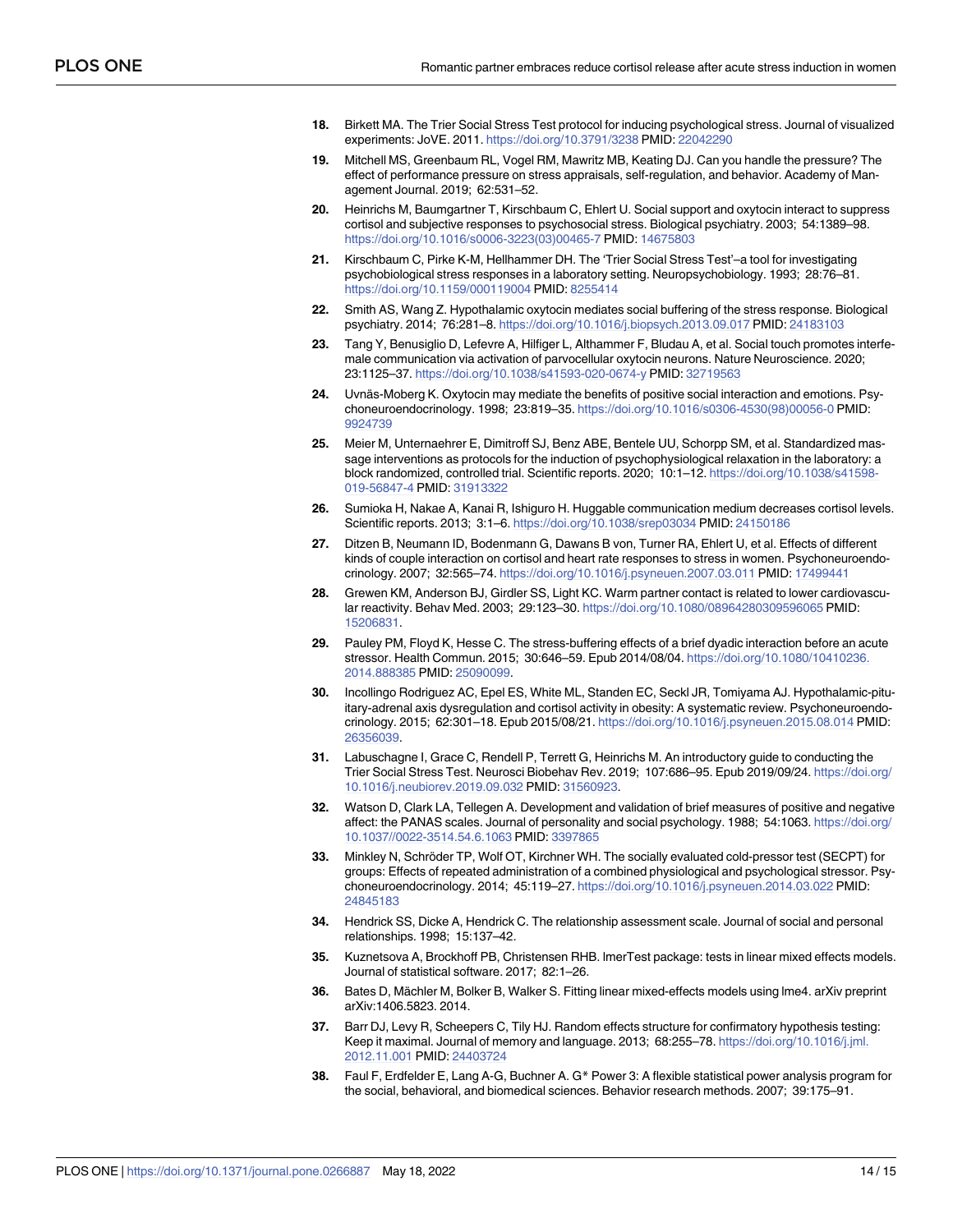18. Birkett MA. The Trier Social Stress Test protocol for inducing psychological stress. Journal of visualized experiments: JoVE. 2011. https://doi.org/10.3791/3238 PMID: 22042290

19. Mitchell MS, Greenbaum RL, Vogel RM, Mawritz MB, Keating DJ. Can you handle the pressure? The effect of performance pressure on stress appraisals, self-regulation, and behavior. Academy of Management Journal. 2019; 62:531–52.

20. Heinrichs M, Baumgartner T, Kirschbaum C, Ehlert U. Social support and oxytocin interact to suppress cortisol and subjective responses to psychosocial stress. Biological psychiatry. 2003; 54:1389–98. https://doi.org/10.1016/s0006-3223(03)00465-7 PMID: 14675803

21. Kirschbaum C, Pirke K-M, Hellhammer DH. The 'Trier Social Stress Test'–a tool for investigating psychobiological stress responses in a laboratory setting. Neuropsychobiology. 1993; 28:76–81. https://doi.org/10.1159/000119004 PMID: 8255414

22. Smith AS, Wang Z. Hypothalamic oxytocin mediates social buffering of the stress response. Biological psychiatry. 2014; 76:281–8. https://doi.org/10.1016/j.biopsych.2013.09.017 PMID: 24183103

23. Tang Y, Benusiglio D, Lefevre A, Hilfiger L, Althammer F, Bludau A, et al. Social touch promotes interfemale communication via activation of parvocellular oxytocin neurons. Nature Neuroscience. 2020; 23:1125–37. https://doi.org/10.1038/s41593-020-0674-y PMID: 32719563

24. Uvnäs-Moberg K. Oxytocin may mediate the benefits of positive social interaction and emotions. Psychoneuroendocrinology. 1998; 23:819–35. https://doi.org/10.1016/s0306-4530(98)00056-0 PMID: 9924739

25. Meier M, Unternaehrer E, Dimitroff SJ, Benz ABE, Bentele UU, Schorpp SM, et al. Standardized massage interventions as protocols for the induction of psychophysiological relaxation in the laboratory: a block randomized, controlled trial. Scientific reports. 2020; 10:1–12. https://doi.org/10.1038/s41598-019-56847-4 PMID: 31913322

26. Sumioka H, Nakae A, Kanai R, Ishiguro H. Huggable communication medium decreases cortisol levels. Scientific reports. 2013; 3:1–6. https://doi.org/10.1038/srep03034 PMID: 24150186

27. Ditzen B, Neumann ID, Bodenmann G, Dawans B von, Turner RA, Ehlert U, et al. Effects of different kinds of couple interaction on cortisol and heart rate responses to stress in women. Psychoneuroendocrinology. 2007; 32:565–74. https://doi.org/10.1016/j.psyneuen.2007.03.011 PMID: 17499441

28. Grewen KM, Anderson BJ, Girdler SS, Light KC. Warm partner contact is related to lower cardiovascular reactivity. Behav Med. 2003; 29:123–30. https://doi.org/10.1080/08964280309596065 PMID: 15206831.

29. Pauley PM, Floyd K, Hesse C. The stress-buffering effects of a brief dyadic interaction before an acute stressor. Health Commun. 2015; 30:646–59. Epub 2014/08/04. https://doi.org/10.1080/10410236.2014.888385 PMID: 25090099.

30. Incollingo Rodriguez AC, Epel ES, White ML, Standen EC, Seckl JR, Tomiyama AJ. Hypothalamic-pituitary-adrenal axis dysregulation and cortisol activity in obesity: A systematic review. Psychoneuroendocrinology. 2015; 62:301–18. Epub 2015/08/21. https://doi.org/10.1016/j.psyneuen.2015.08.014 PMID: 26356039.

31. Labuschagne I, Grace C, Rendell P, Terrett G, Heinrichs M. An introductory guide to conducting the Trier Social Stress Test. Neurosci Biobehav Rev. 2019; 107:686–95. Epub 2019/09/24. https://doi.org/10.1016/j.neubiorev.2019.09.032 PMID: 31560923.

32. Watson D, Clark LA, Tellegen A. Development and validation of brief measures of positive and negative affect: the PANAS scales. Journal of personality and social psychology. 1988; 54:1063. https://doi.org/10.1037//0022-3514.54.6.1063 PMID: 3397865

33. Minkley N, Schröder TP, Wolf OT, Kirchner WH. The socially evaluated cold-pressor test (SECPT) for groups: Effects of repeated administration of a combined physiological and psychological stressor. Psychoneuroendocrinology. 2014; 45:119–27. https://doi.org/10.1016/j.psyneuen.2014.03.022 PMID: 24845183

34. Hendrick SS, Dicke A, Hendrick C. The relationship assessment scale. Journal of social and personal relationships. 1998; 15:137–42.

35. Kuznetsova A, Brockhoff PB, Christensen RHB. lmerTest package: tests in linear mixed effects models. Journal of statistical software. 2017; 82:1–26.

36. Bates D, Mächler M, Bolker B, Walker S. Fitting linear mixed-effects models using lme4. arXiv preprint arXiv:1406.5823. 2014.

37. Barr DJ, Levy R, Scheepers C, Tily HJ. Random effects structure for confirmatory hypothesis testing: Keep it maximal. Journal of memory and language. 2013; 68:255–78. https://doi.org/10.1016/j.jml.2012.11.001 PMID: 24403724

38. Faul F, Erdfelder E, Lang A-G, Buchner A. G* Power 3: A flexible statistical power analysis program for the social, behavioral, and biomedical sciences. Behavior research methods. 2007; 39:175–91.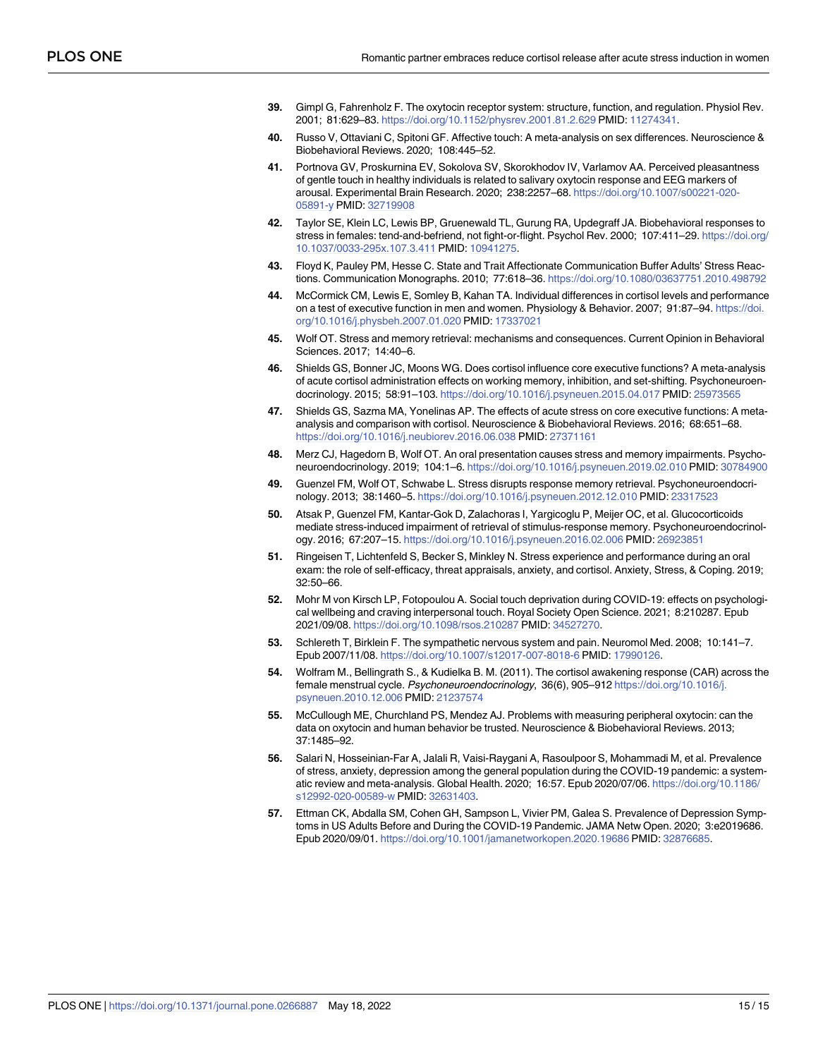39. Gimpl G, Fahrenholz F. The oxytocin receptor system: structure, function, and regulation. Physiol Rev. 2001; 81:629–83. https://doi.org/10.1152/physrev.2001.81.2.629 PMID: 11274341.

40. Russo V, Ottaviani C, Spitoni GF. Affective touch: A meta-analysis on sex differences. Neuroscience & Biobehavioral Reviews. 2020; 108:445–52.

41. Portnova GV, Proskurnina EV, Sokolova SV, Skorokhodov IV, Varlamov AA. Perceived pleasantness of gentle touch in healthy individuals is related to salivary oxytocin response and EEG markers of arousal. Experimental Brain Research. 2020; 238:2257–68. https://doi.org/10.1007/s00221-020-05891-y PMID: 32719908

42. Taylor SE, Klein LC, Lewis BP, Gruenewald TL, Gurung RA, Updegraff JA. Biobehavioral responses to stress in females: tend-and-befriend, not fight-or-flight. Psychol Rev. 2000; 107:411–29. https://doi.org/10.1037/0033-295x.107.3.411 PMID: 10941275.

43. Floyd K, Pauley PM, Hesse C. State and Trait Affectionate Communication Buffer Adults' Stress Reactions. Communication Monographs. 2010; 77:618–36. https://doi.org/10.1080/03637751.2010.498792

44. McCormick CM, Lewis E, Somley B, Kahan TA. Individual differences in cortisol levels and performance on a test of executive function in men and women. Physiology & Behavior. 2007; 91:87–94. https://doi.org/10.1016/j.physbeh.2007.01.020 PMID: 17337021

45. Wolf OT. Stress and memory retrieval: mechanisms and consequences. Current Opinion in Behavioral Sciences. 2017; 14:40–6.

46. Shields GS, Bonner JC, Moons WG. Does cortisol influence core executive functions? A meta-analysis of acute cortisol administration effects on working memory, inhibition, and set-shifting. Psychoneuroendocrinology. 2015; 58:91–103. https://doi.org/10.1016/j.psyneuen.2015.04.017 PMID: 25973565

47. Shields GS, Sazma MA, Yonelinas AP. The effects of acute stress on core executive functions: A meta-analysis and comparison with cortisol. Neuroscience & Biobehavioral Reviews. 2016; 68:651–68. https://doi.org/10.1016/j.neubiorev.2016.06.038 PMID: 27371161

48. Merz CJ, Hagedorn B, Wolf OT. An oral presentation causes stress and memory impairments. Psychoneuroendocrinology. 2019; 104:1–6. https://doi.org/10.1016/j.psyneuen.2019.02.010 PMID: 30784900

49. Guenzel FM, Wolf OT, Schwabe L. Stress disrupts response memory retrieval. Psychoneuroendocrinology. 2013; 38:1460–5. https://doi.org/10.1016/j.psyneuen.2012.12.010 PMID: 23317523

50. Atsak P, Guenzel FM, Kantar-Gok D, Zalachoras I, Yargicoglu P, Meijer OC, et al. Glucocorticoids mediate stress-induced impairment of retrieval of stimulus-response memory. Psychoneuroendocrinology. 2016; 67:207–15. https://doi.org/10.1016/j.psyneuen.2016.02.006 PMID: 26923851

51. Ringeisen T, Lichtenfeld S, Becker S, Minkley N. Stress experience and performance during an oral exam: the role of self-efficacy, threat appraisals, anxiety, and cortisol. Anxiety, Stress, & Coping. 2019; 32:50–66.

52. Mohr M von Kirsch LP, Fotopoulou A. Social touch deprivation during COVID-19: effects on psychological wellbeing and craving interpersonal touch. Royal Society Open Science. 2021; 8:210287. Epub 2021/09/08. https://doi.org/10.1098/rsos.210287 PMID: 34527270.

53. Schlereth T, Birklein F. The sympathetic nervous system and pain. Neuromol Med. 2008; 10:141–7. Epub 2007/11/08. https://doi.org/10.1007/s12017-007-8018-6 PMID: 17990126.

54. Wolfram M., Bellingrath S., & Kudielka B. M. (2011). The cortisol awakening response (CAR) across the female menstrual cycle. *Psychoneuroendocrinology*, 36(6), 905–912 https://doi.org/10.1016/j.psyneuen.2010.12.006 PMID: 21237574

55. McCullough ME, Churchland PS, Mendez AJ. Problems with measuring peripheral oxytocin: can the data on oxytocin and human behavior be trusted. Neuroscience & Biobehavioral Reviews. 2013; 37:1485–92.

56. Salari N, Hosseinian-Far A, Jalali R, Vaisi-Raygani A, Rasoulpoor S, Mohammadi M, et al. Prevalence of stress, anxiety, depression among the general population during the COVID-19 pandemic: a systematic review and meta-analysis. Global Health. 2020; 16:57. Epub 2020/07/06. https://doi.org/10.1186/s12992-020-00589-w PMID: 32631403.

57. Ettman CK, Abdalla SM, Cohen GH, Sampson L, Vivier PM, Galea S. Prevalence of Depression Symptoms in US Adults Before and During the COVID-19 Pandemic. JAMA Netw Open. 2020; 3:e2019686. Epub 2020/09/01. https://doi.org/10.1001/jamanetworkopen.2020.19686 PMID: 32876685.